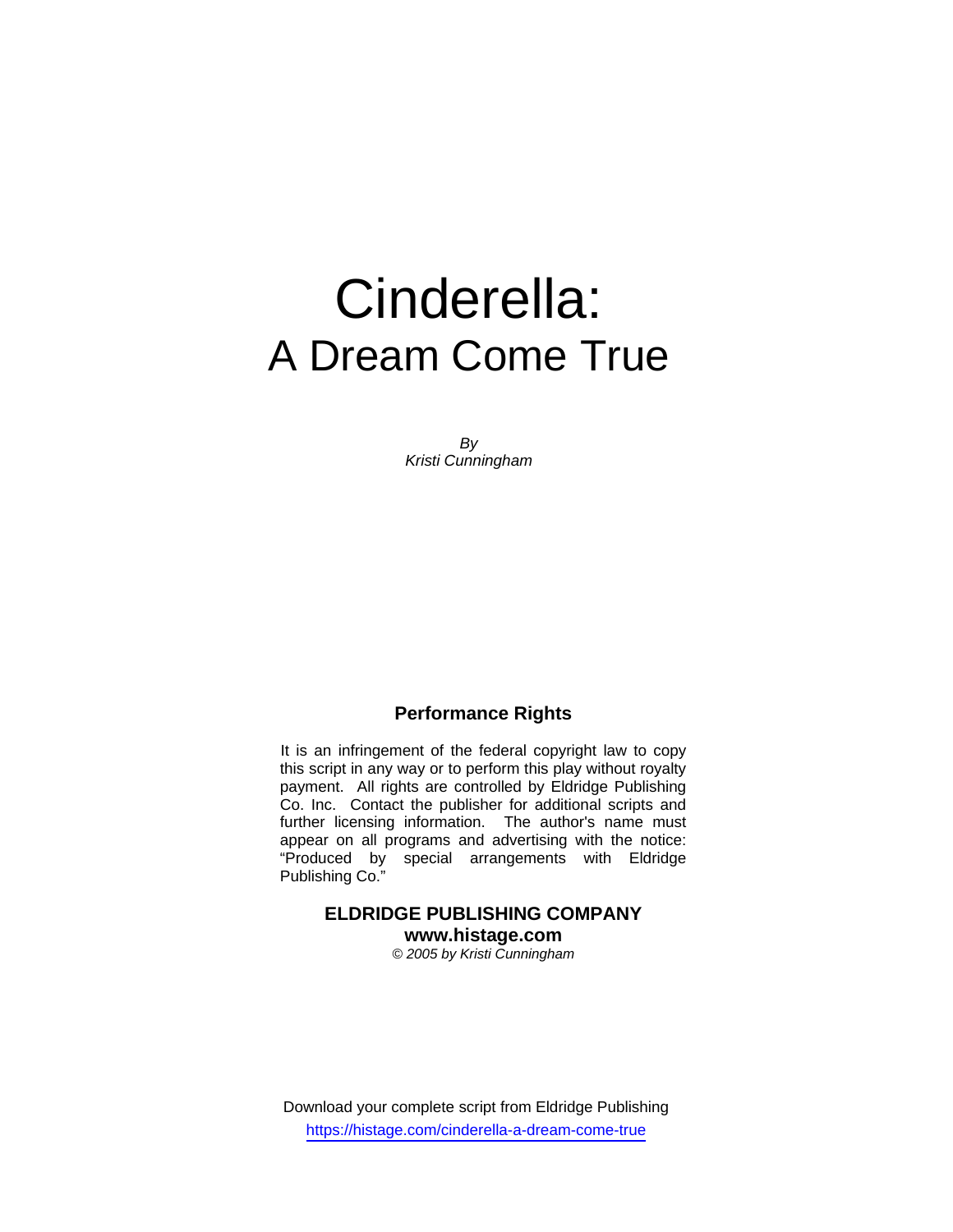# Cinderella:
# A Dream Come True

*By*
*Kristi Cunningham*

## Performance Rights

It is an infringement of the federal copyright law to copy this script in any way or to perform this play without royalty payment. All rights are controlled by Eldridge Publishing Co. Inc. Contact the publisher for additional scripts and further licensing information. The author's name must appear on all programs and advertising with the notice: "Produced by special arrangements with Eldridge Publishing Co."

**ELDRIDGE PUBLISHING COMPANY**
**www.histage.com**
*© 2005 by Kristi Cunningham*

Download your complete script from Eldridge Publishing
https://histage.com/cinderella-a-dream-come-true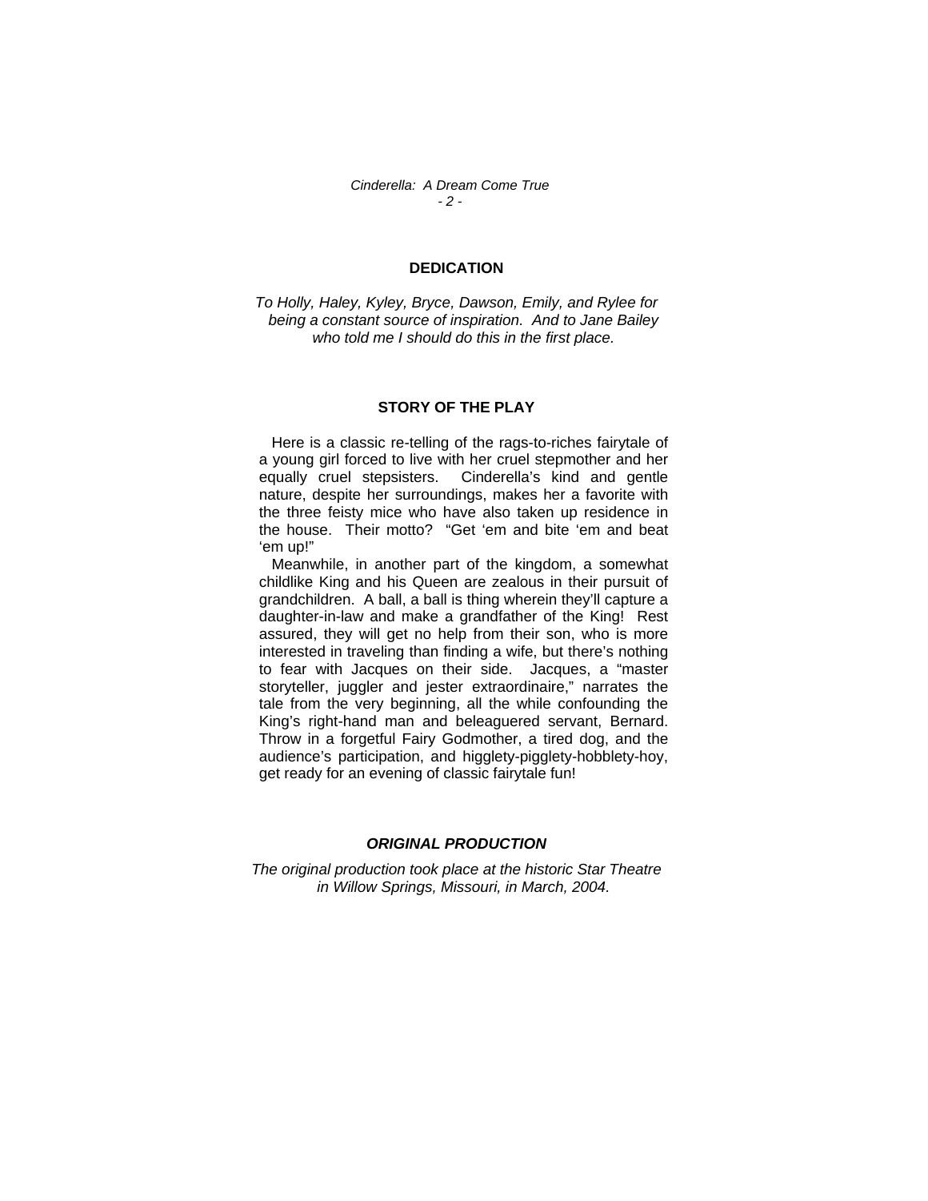## DEDICATION

*To Holly, Haley, Kyley, Bryce, Dawson, Emily, and Rylee for being a constant source of inspiration. And to Jane Bailey who told me I should do this in the first place.*

## STORY OF THE PLAY

Here is a classic re-telling of the rags-to-riches fairytale of a young girl forced to live with her cruel stepmother and her equally cruel stepsisters. Cinderella's kind and gentle nature, despite her surroundings, makes her a favorite with the three feisty mice who have also taken up residence in the house. Their motto? "Get 'em and bite 'em and beat 'em up!"

Meanwhile, in another part of the kingdom, a somewhat childlike King and his Queen are zealous in their pursuit of grandchildren. A ball, a ball is thing wherein they'll capture a daughter-in-law and make a grandfather of the King! Rest assured, they will get no help from their son, who is more interested in traveling than finding a wife, but there's nothing to fear with Jacques on their side. Jacques, a "master storyteller, juggler and jester extraordinaire," narrates the tale from the very beginning, all the while confounding the King's right-hand man and beleaguered servant, Bernard. Throw in a forgetful Fairy Godmother, a tired dog, and the audience's participation, and higglety-pigglety-hobblety-hoy, get ready for an evening of classic fairytale fun!

## *ORIGINAL PRODUCTION*

*The original production took place at the historic Star Theatre in Willow Springs, Missouri, in March, 2004.*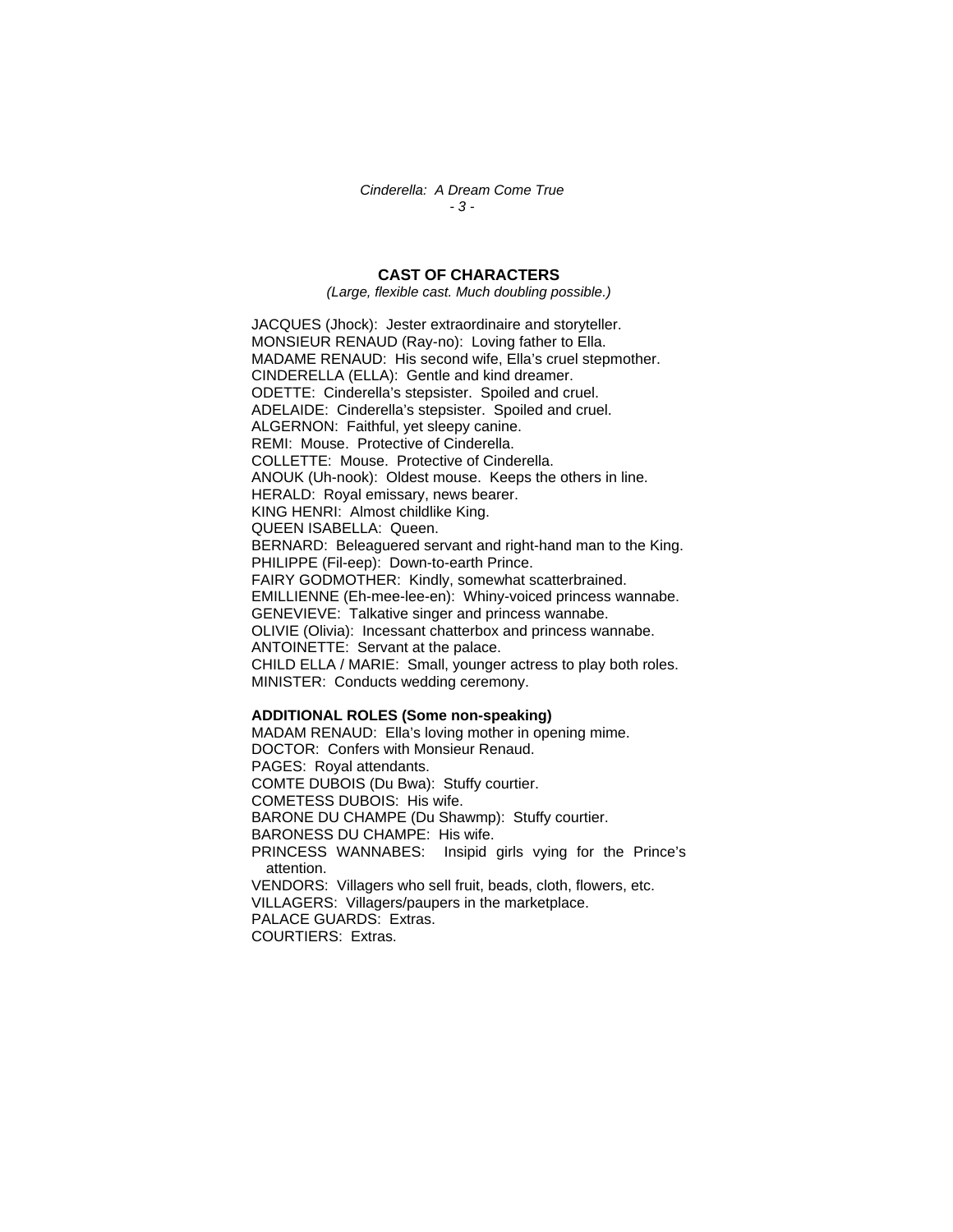## CAST OF CHARACTERS

*(Large, flexible cast. Much doubling possible.)*

JACQUES (Jhock): Jester extraordinaire and storyteller.
MONSIEUR RENAUD (Ray-no): Loving father to Ella.
MADAME RENAUD: His second wife, Ella's cruel stepmother.
CINDERELLA (ELLA): Gentle and kind dreamer.
ODETTE: Cinderella's stepsister. Spoiled and cruel.
ADELAIDE: Cinderella's stepsister. Spoiled and cruel.
ALGERNON: Faithful, yet sleepy canine.
REMI: Mouse. Protective of Cinderella.
COLLETTE: Mouse. Protective of Cinderella.
ANOUK (Uh-nook): Oldest mouse. Keeps the others in line.
HERALD: Royal emissary, news bearer.
KING HENRI: Almost childlike King.
QUEEN ISABELLA: Queen.
BERNARD: Beleaguered servant and right-hand man to the King.
PHILIPPE (Fil-eep): Down-to-earth Prince.
FAIRY GODMOTHER: Kindly, somewhat scatterbrained.
EMILLIENNE (Eh-mee-lee-en): Whiny-voiced princess wannabe.
GENEVIEVE: Talkative singer and princess wannabe.
OLIVIE (Olivia): Incessant chatterbox and princess wannabe.
ANTOINETTE: Servant at the palace.
CHILD ELLA / MARIE: Small, younger actress to play both roles.
MINISTER: Conducts wedding ceremony.

**ADDITIONAL ROLES (Some non-speaking)**

MADAM RENAUD: Ella's loving mother in opening mime.
DOCTOR: Confers with Monsieur Renaud.
PAGES: Royal attendants.
COMTE DUBOIS (Du Bwa): Stuffy courtier.
COMETESS DUBOIS: His wife.
BARONE DU CHAMPE (Du Shawmp): Stuffy courtier.
BARONESS DU CHAMPE: His wife.
PRINCESS WANNABES: Insipid girls vying for the Prince's attention.
VENDORS: Villagers who sell fruit, beads, cloth, flowers, etc.
VILLAGERS: Villagers/paupers in the marketplace.
PALACE GUARDS: Extras.
COURTIERS: Extras.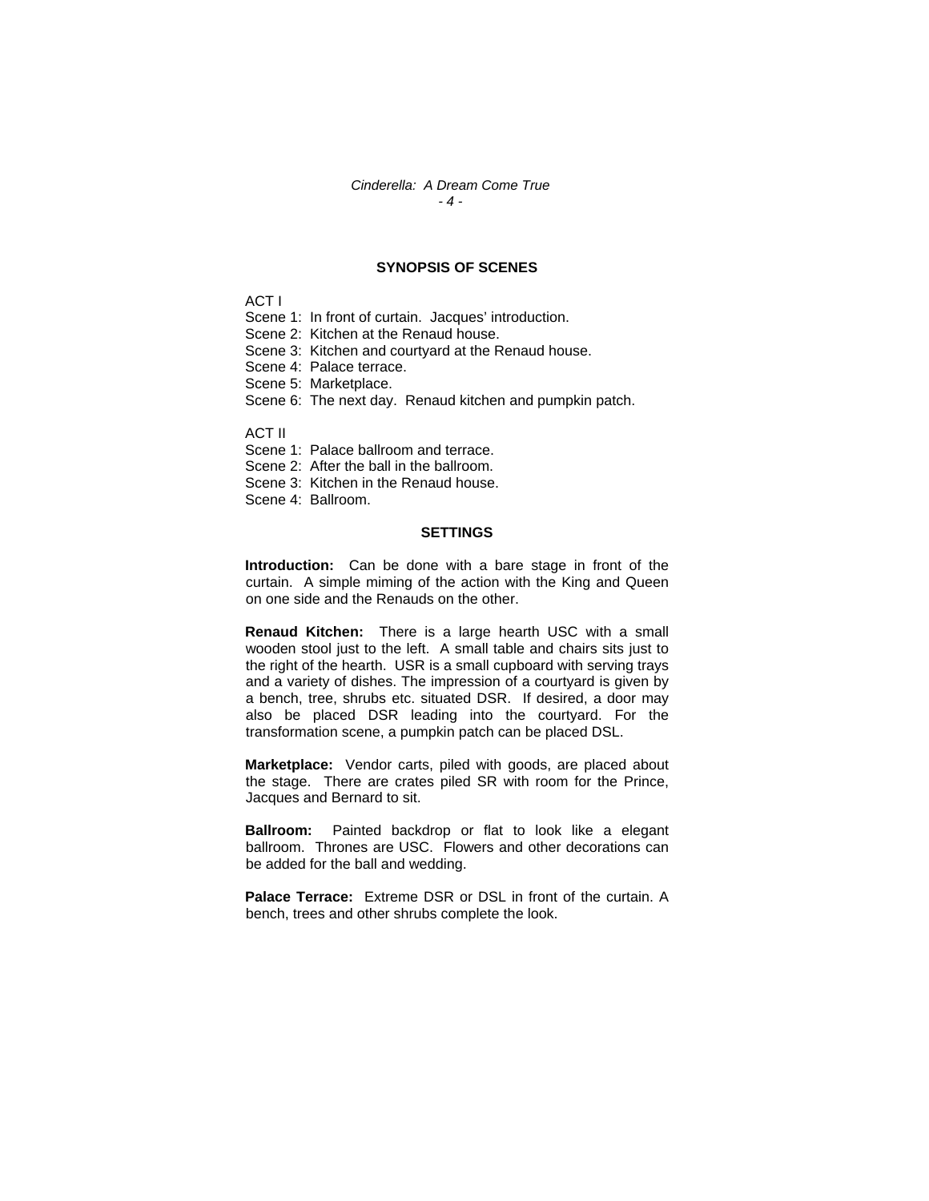## SYNOPSIS OF SCENES

ACT I

Scene 1: In front of curtain. Jacques' introduction.
Scene 2: Kitchen at the Renaud house.
Scene 3: Kitchen and courtyard at the Renaud house.
Scene 4: Palace terrace.
Scene 5: Marketplace.
Scene 6: The next day. Renaud kitchen and pumpkin patch.

ACT II

Scene 1: Palace ballroom and terrace.
Scene 2: After the ball in the ballroom.
Scene 3: Kitchen in the Renaud house.
Scene 4: Ballroom.

## SETTINGS

**Introduction:** Can be done with a bare stage in front of the curtain. A simple miming of the action with the King and Queen on one side and the Renauds on the other.

**Renaud Kitchen:** There is a large hearth USC with a small wooden stool just to the left. A small table and chairs sits just to the right of the hearth. USR is a small cupboard with serving trays and a variety of dishes. The impression of a courtyard is given by a bench, tree, shrubs etc. situated DSR. If desired, a door may also be placed DSR leading into the courtyard. For the transformation scene, a pumpkin patch can be placed DSL.

**Marketplace:** Vendor carts, piled with goods, are placed about the stage. There are crates piled SR with room for the Prince, Jacques and Bernard to sit.

**Ballroom:** Painted backdrop or flat to look like a elegant ballroom. Thrones are USC. Flowers and other decorations can be added for the ball and wedding.

**Palace Terrace:** Extreme DSR or DSL in front of the curtain. A bench, trees and other shrubs complete the look.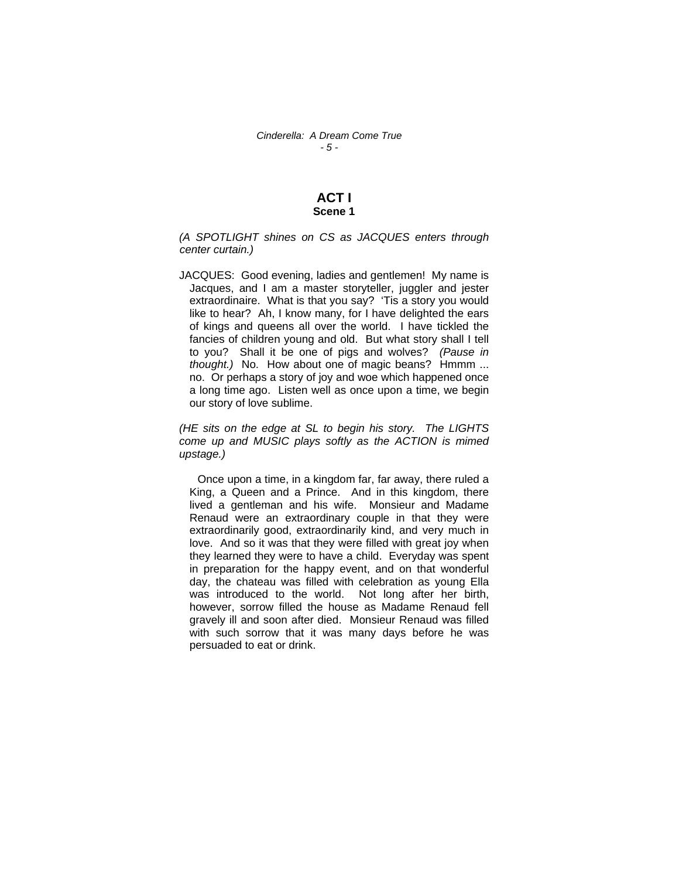# ACT I
## Scene 1

*(A SPOTLIGHT shines on CS as JACQUES enters through center curtain.)*

JACQUES: Good evening, ladies and gentlemen! My name is Jacques, and I am a master storyteller, juggler and jester extraordinaire. What is that you say? 'Tis a story you would like to hear? Ah, I know many, for I have delighted the ears of kings and queens all over the world. I have tickled the fancies of children young and old. But what story shall I tell to you? Shall it be one of pigs and wolves? *(Pause in thought.)* No. How about one of magic beans? Hmmm ... no. Or perhaps a story of joy and woe which happened once a long time ago. Listen well as once upon a time, we begin our story of love sublime.

*(HE sits on the edge at SL to begin his story. The LIGHTS come up and MUSIC plays softly as the ACTION is mimed upstage.)*

Once upon a time, in a kingdom far, far away, there ruled a King, a Queen and a Prince. And in this kingdom, there lived a gentleman and his wife. Monsieur and Madame Renaud were an extraordinary couple in that they were extraordinarily good, extraordinarily kind, and very much in love. And so it was that they were filled with great joy when they learned they were to have a child. Everyday was spent in preparation for the happy event, and on that wonderful day, the chateau was filled with celebration as young Ella was introduced to the world. Not long after her birth, however, sorrow filled the house as Madame Renaud fell gravely ill and soon after died. Monsieur Renaud was filled with such sorrow that it was many days before he was persuaded to eat or drink.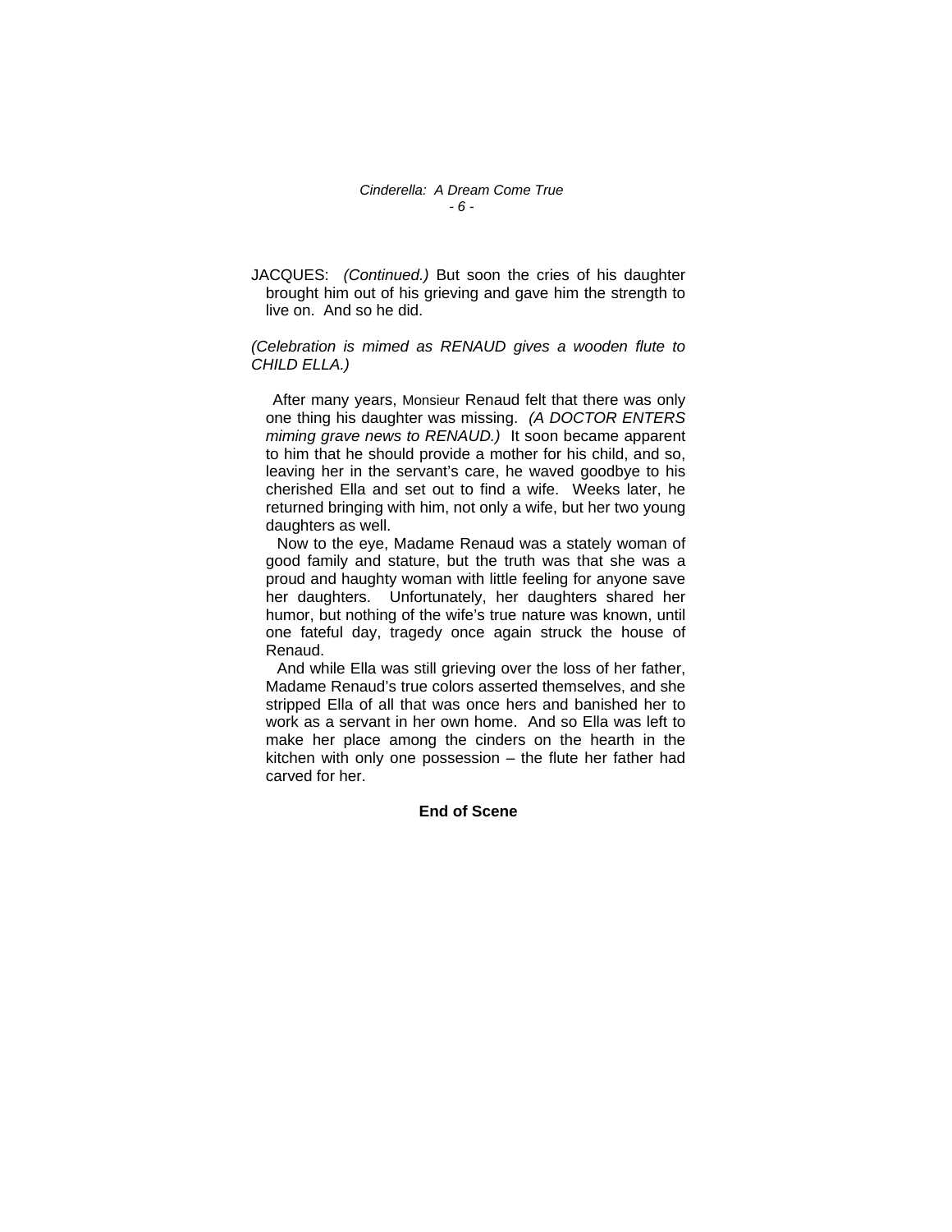JACQUES: *(Continued.)* But soon the cries of his daughter brought him out of his grieving and gave him the strength to live on. And so he did.

*(Celebration is mimed as RENAUD gives a wooden flute to CHILD ELLA.)*

After many years, Monsieur Renaud felt that there was only one thing his daughter was missing. *(A DOCTOR ENTERS miming grave news to RENAUD.)* It soon became apparent to him that he should provide a mother for his child, and so, leaving her in the servant's care, he waved goodbye to his cherished Ella and set out to find a wife. Weeks later, he returned bringing with him, not only a wife, but her two young daughters as well.

Now to the eye, Madame Renaud was a stately woman of good family and stature, but the truth was that she was a proud and haughty woman with little feeling for anyone save her daughters. Unfortunately, her daughters shared her humor, but nothing of the wife's true nature was known, until one fateful day, tragedy once again struck the house of Renaud.

And while Ella was still grieving over the loss of her father, Madame Renaud's true colors asserted themselves, and she stripped Ella of all that was once hers and banished her to work as a servant in her own home. And so Ella was left to make her place among the cinders on the hearth in the kitchen with only one possession – the flute her father had carved for her.

**End of Scene**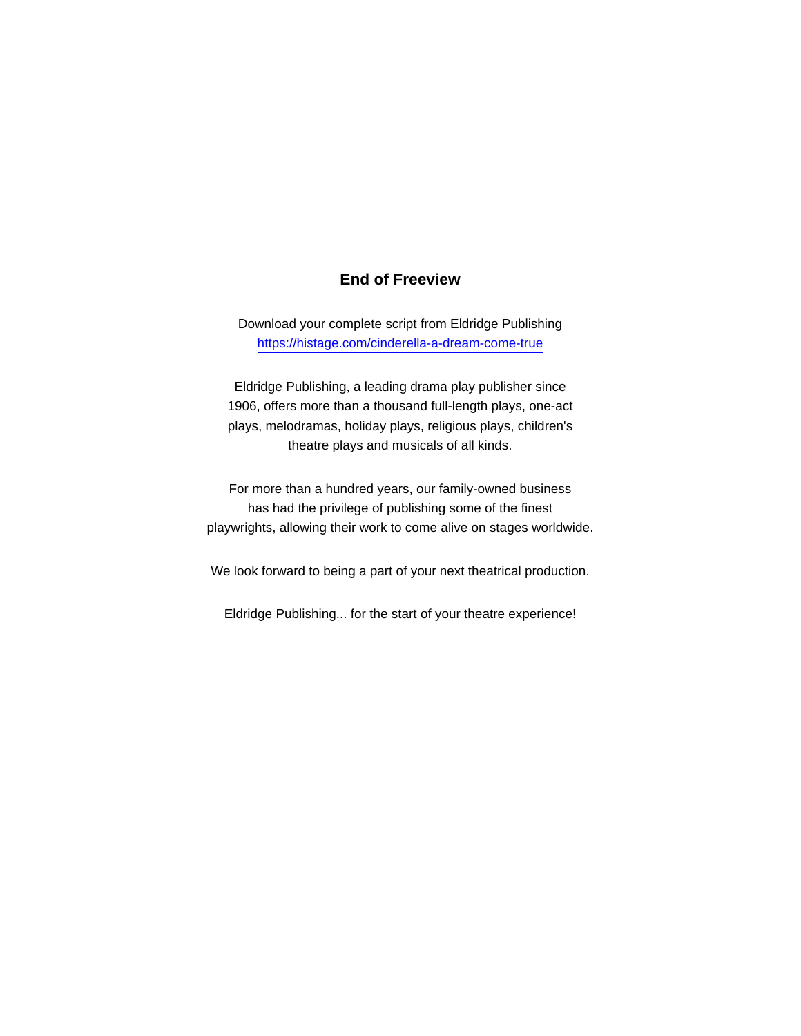## End of Freeview

Download your complete script from Eldridge Publishing
https://histage.com/cinderella-a-dream-come-true

Eldridge Publishing, a leading drama play publisher since 1906, offers more than a thousand full-length plays, one-act plays, melodramas, holiday plays, religious plays, children's theatre plays and musicals of all kinds.

For more than a hundred years, our family-owned business has had the privilege of publishing some of the finest playwrights, allowing their work to come alive on stages worldwide.

We look forward to being a part of your next theatrical production.

Eldridge Publishing... for the start of your theatre experience!